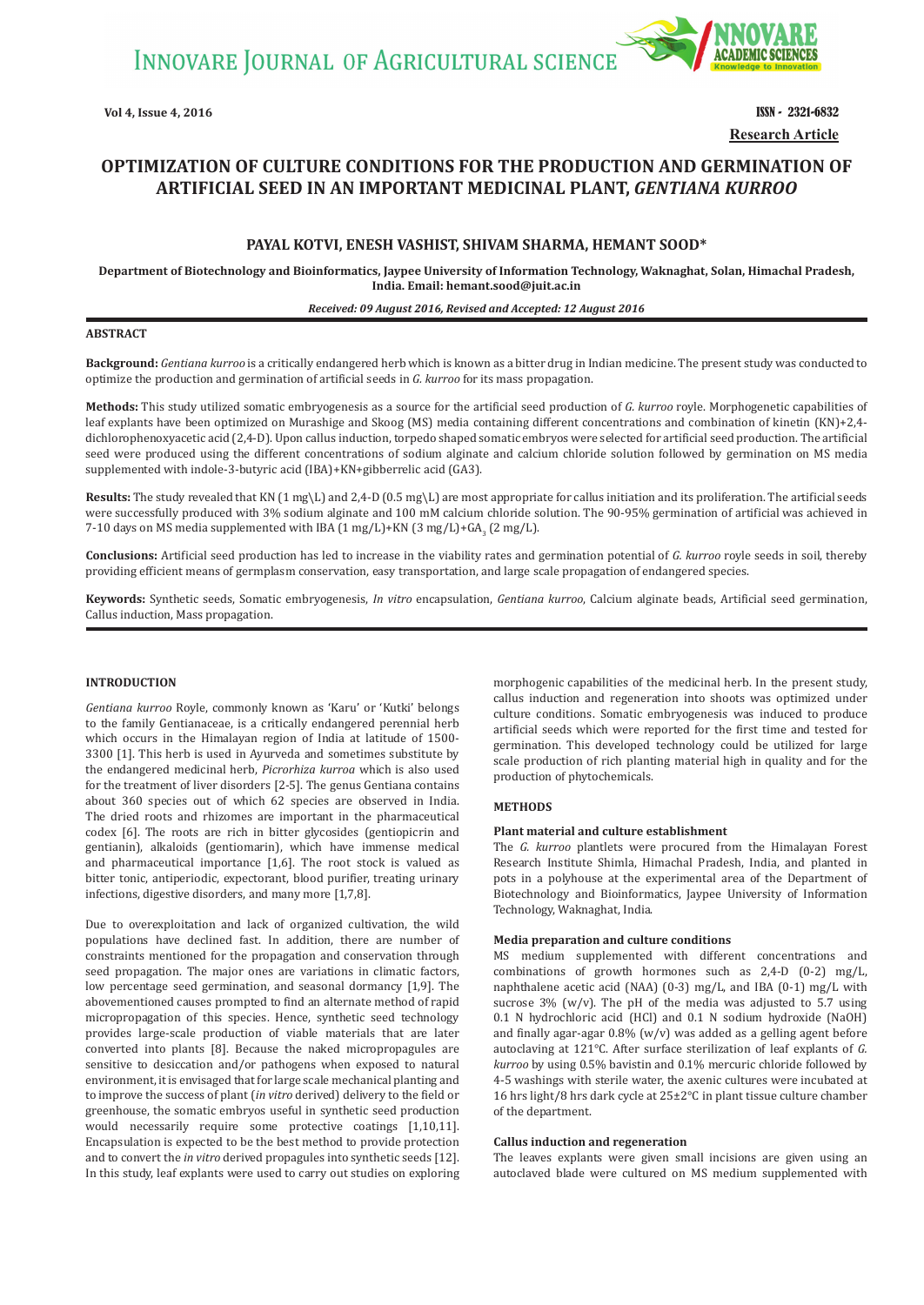# OPTIMIZATION OF CULTURE CONDITIONS FOR THE PRODUCTION AND GERMINATION OF ARTIFICIAL SEED IN AN IMPORTANT MEDICINAL PLANT, *GENTIANA KURROO*

**PAYAL KOTVI, ENESH VASHIST, SHIVAM SHARMA, HEMANT SOOD\***

**Department of Biotechnology and Bioinformatics, Jaypee University of Information Technology, Waknaghat, Solan, Himachal Pradesh, India. Email: hemant.sood@juit.ac.in**

***Received: 09 August 2016, Revised and Accepted: 12 August 2016***

## ABSTRACT

**Background:** *Gentiana kurroo* is a critically endangered herb which is known as a bitter drug in Indian medicine. The present study was conducted to optimize the production and germination of artificial seeds in *G. kurroo* for its mass propagation.

**Methods:** This study utilized somatic embryogenesis as a source for the artificial seed production of *G. kurroo* royle. Morphogenetic capabilities of leaf explants have been optimized on Murashige and Skoog (MS) media containing different concentrations and combination of kinetin (KN)+2,4-dichlorophenoxyacetic acid (2,4-D). Upon callus induction, torpedo shaped somatic embryos were selected for artificial seed production. The artificial seed were produced using the different concentrations of sodium alginate and calcium chloride solution followed by germination on MS media supplemented with indole-3-butyric acid (IBA)+KN+gibberellic acid (GA3).

**Results:** The study revealed that KN (1 mg\L) and 2,4-D (0.5 mg\L) are most appropriate for callus initiation and its proliferation. The artificial seeds were successfully produced with 3% sodium alginate and 100 mM calcium chloride solution. The 90-95% germination of artificial was achieved in 7-10 days on MS media supplemented with IBA (1 mg/L)+KN (3 mg/L)+$GA_3$ (2 mg/L).

**Conclusions:** Artificial seed production has led to increase in the viability rates and germination potential of *G. kurroo* royle seeds in soil, thereby providing efficient means of germplasm conservation, easy transportation, and large scale propagation of endangered species.

**Keywords:** Synthetic seeds, Somatic embryogenesis, *In vitro* encapsulation, *Gentiana kurroo*, Calcium alginate beads, Artificial seed germination, Callus induction, Mass propagation.

## INTRODUCTION

*Gentiana kurroo* Royle, commonly known as 'Karu' or 'Kutki' belongs to the family Gentianaceae, is a critically endangered perennial herb which occurs in the Himalayan region of India at latitude of 1500-3300 [1]. This herb is used in Ayurveda and sometimes substitute by the endangered medicinal herb, *Picrorhiza kurroa* which is also used for the treatment of liver disorders [2-5]. The genus Gentiana contains about 360 species out of which 62 species are observed in India. The dried roots and rhizomes are important in the pharmaceutical codex [6]. The roots are rich in bitter glycosides (gentiopicrin and gentianin), alkaloids (gentiomarin), which have immense medical and pharmaceutical importance [1,6]. The root stock is valued as bitter tonic, antiperiodic, expectorant, blood purifier, treating urinary infections, digestive disorders, and many more [1,7,8].

Due to overexploitation and lack of organized cultivation, the wild populations have declined fast. In addition, there are number of constraints mentioned for the propagation and conservation through seed propagation. The major ones are variations in climatic factors, low percentage seed germination, and seasonal dormancy [1,9]. The abovementioned causes prompted to find an alternate method of rapid micropropagation of this species. Hence, synthetic seed technology provides large-scale production of viable materials that are later converted into plants [8]. Because the naked micropropagules are sensitive to desiccation and/or pathogens when exposed to natural environment, it is envisaged that for large scale mechanical planting and to improve the success of plant (*in vitro* derived) delivery to the field or greenhouse, the somatic embryos useful in synthetic seed production would necessarily require some protective coatings [1,10,11]. Encapsulation is expected to be the best method to provide protection and to convert the *in vitro* derived propagules into synthetic seeds [12]. In this study, leaf explants were used to carry out studies on exploring morphogenic capabilities of the medicinal herb. In the present study, callus induction and regeneration into shoots was optimized under culture conditions. Somatic embryogenesis was induced to produce artificial seeds which were reported for the first time and tested for germination. This developed technology could be utilized for large scale production of rich planting material high in quality and for the production of phytochemicals.

## METHODS

### Plant material and culture establishment

The *G. kurroo* plantlets were procured from the Himalayan Forest Research Institute Shimla, Himachal Pradesh, India, and planted in pots in a polyhouse at the experimental area of the Department of Biotechnology and Bioinformatics, Jaypee University of Information Technology, Waknaghat, India.

### Media preparation and culture conditions

MS medium supplemented with different concentrations and combinations of growth hormones such as 2,4-D (0-2) mg/L, naphthalene acetic acid (NAA) (0-3) mg/L, and IBA (0-1) mg/L with sucrose 3% (w/v). The pH of the media was adjusted to 5.7 using 0.1 N hydrochloric acid (HCl) and 0.1 N sodium hydroxide (NaOH) and finally agar-agar 0.8% (w/v) was added as a gelling agent before autoclaving at 121°C. After surface sterilization of leaf explants of *G. kurroo* by using 0.5% bavistin and 0.1% mercuric chloride followed by 4-5 washings with sterile water, the axenic cultures were incubated at 16 hrs light/8 hrs dark cycle at 25±2°C in plant tissue culture chamber of the department.

### Callus induction and regeneration

The leaves explants were given small incisions are given using an autoclaved blade were cultured on MS medium supplemented with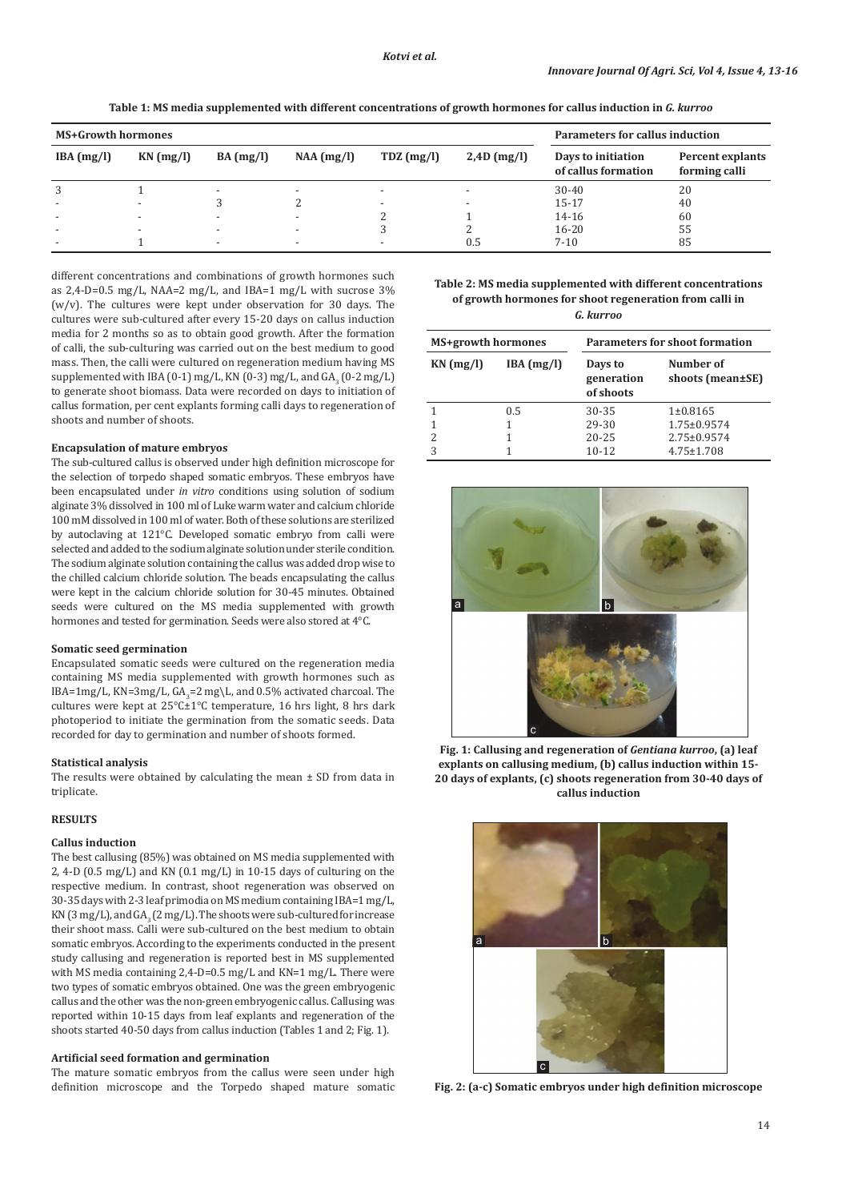**Table 1: MS media supplemented with different concentrations of growth hormones for callus induction in *G. kurroo***

| MS+Growth hormones | | | | | | Parameters for callus induction | |
|---|---|---|---|---|---|---|---|
| IBA (mg/l) | KN (mg/l) | BA (mg/l) | NAA (mg/l) | TDZ (mg/l) | 2,4D (mg/l) | Days to initiation of callus formation | Percent explants forming calli |
| 3 | 1 | - | - | - | - | 30-40 | 20 |
| - | - | 3 | 2 | - | - | 15-17 | 40 |
| - | - | - | - | 2 | 1 | 14-16 | 60 |
| - | - | - | - | 3 | 2 | 16-20 | 55 |
| - | 1 | - | - | - | 0.5 | 7-10 | 85 |

different concentrations and combinations of growth hormones such as 2,4-D=0.5 mg/L, NAA=2 mg/L, and IBA=1 mg/L with sucrose 3% (w/v). The cultures were kept under observation for 30 days. The cultures were sub-cultured after every 15-20 days on callus induction media for 2 months so as to obtain good growth. After the formation of calli, the sub-culturing was carried out on the best medium to good mass. Then, the calli were cultured on regeneration medium having MS supplemented with IBA (0-1) mg/L, KN (0-3) mg/L, and $GA_3$ (0-2 mg/L) to generate shoot biomass. Data were recorded on days to initiation of callus formation, per cent explants forming calli days to regeneration of shoots and number of shoots.

#### Encapsulation of mature embryos

The sub-cultured callus is observed under high definition microscope for the selection of torpedo shaped somatic embryos. These embryos have been encapsulated under *in vitro* conditions using solution of sodium alginate 3% dissolved in 100 ml of Luke warm water and calcium chloride 100 mM dissolved in 100 ml of water. Both of these solutions are sterilized by autoclaving at 121°C. Developed somatic embryo from calli were selected and added to the sodium alginate solution under sterile condition. The sodium alginate solution containing the callus was added drop wise to the chilled calcium chloride solution. The beads encapsulating the callus were kept in the calcium chloride solution for 30-45 minutes. Obtained seeds were cultured on the MS media supplemented with growth hormones and tested for germination. Seeds were also stored at 4°C.

#### Somatic seed germination

Encapsulated somatic seeds were cultured on the regeneration media containing MS media supplemented with growth hormones such as IBA=1mg/L, KN=3mg/L, $GA_3$=2 mg\L, and 0.5% activated charcoal. The cultures were kept at 25°C±1°C temperature, 16 hrs light, 8 hrs dark photoperiod to initiate the germination from the somatic seeds. Data recorded for day to germination and number of shoots formed.

#### Statistical analysis

The results were obtained by calculating the mean ± SD from data in triplicate.

### RESULTS

#### Callus induction

The best callusing (85%) was obtained on MS media supplemented with 2, 4-D (0.5 mg/L) and KN (0.1 mg/L) in 10-15 days of culturing on the respective medium. In contrast, shoot regeneration was observed on 30-35 days with 2-3 leaf primodia on MS medium containing IBA=1 mg/L, KN (3 mg/L), and $GA_3$ (2 mg/L). The shoots were sub-cultured for increase their shoot mass. Calli were sub-cultured on the best medium to obtain somatic embryos. According to the experiments conducted in the present study callusing and regeneration is reported best in MS supplemented with MS media containing 2,4-D=0.5 mg/L and KN=1 mg/L. There were two types of somatic embryos obtained. One was the green embryogenic callus and the other was the non-green embryogenic callus. Callusing was reported within 10-15 days from leaf explants and regeneration of the shoots started 40-50 days from callus induction (Tables 1 and 2; Fig. 1).

#### Artificial seed formation and germination

The mature somatic embryos from the callus were seen under high definition microscope and the Torpedo shaped mature somatic

**Table 2: MS media supplemented with different concentrations of growth hormones for shoot regeneration from calli in *G. kurroo***

| MS+growth hormones | | Parameters for shoot formation | |
|---|---|---|---|
| KN (mg/l) | IBA (mg/l) | Days to generation of shoots | Number of shoots (mean±SE) |
| 1 | 0.5 | 30-35 | 1±0.8165 |
| 1 | 1 | 29-30 | 1.75±0.9574 |
| 2 | 1 | 20-25 | 2.75±0.9574 |
| 3 | 1 | 10-12 | 4.75±1.708 |

**Fig. 1: Callusing and regeneration of *Gentiana kurroo*, (a) leaf explants on callusing medium, (b) callus induction within 15-20 days of explants, (c) shoots regeneration from 30-40 days of callus induction**

**Fig. 2: (a-c) Somatic embryos under high definition microscope**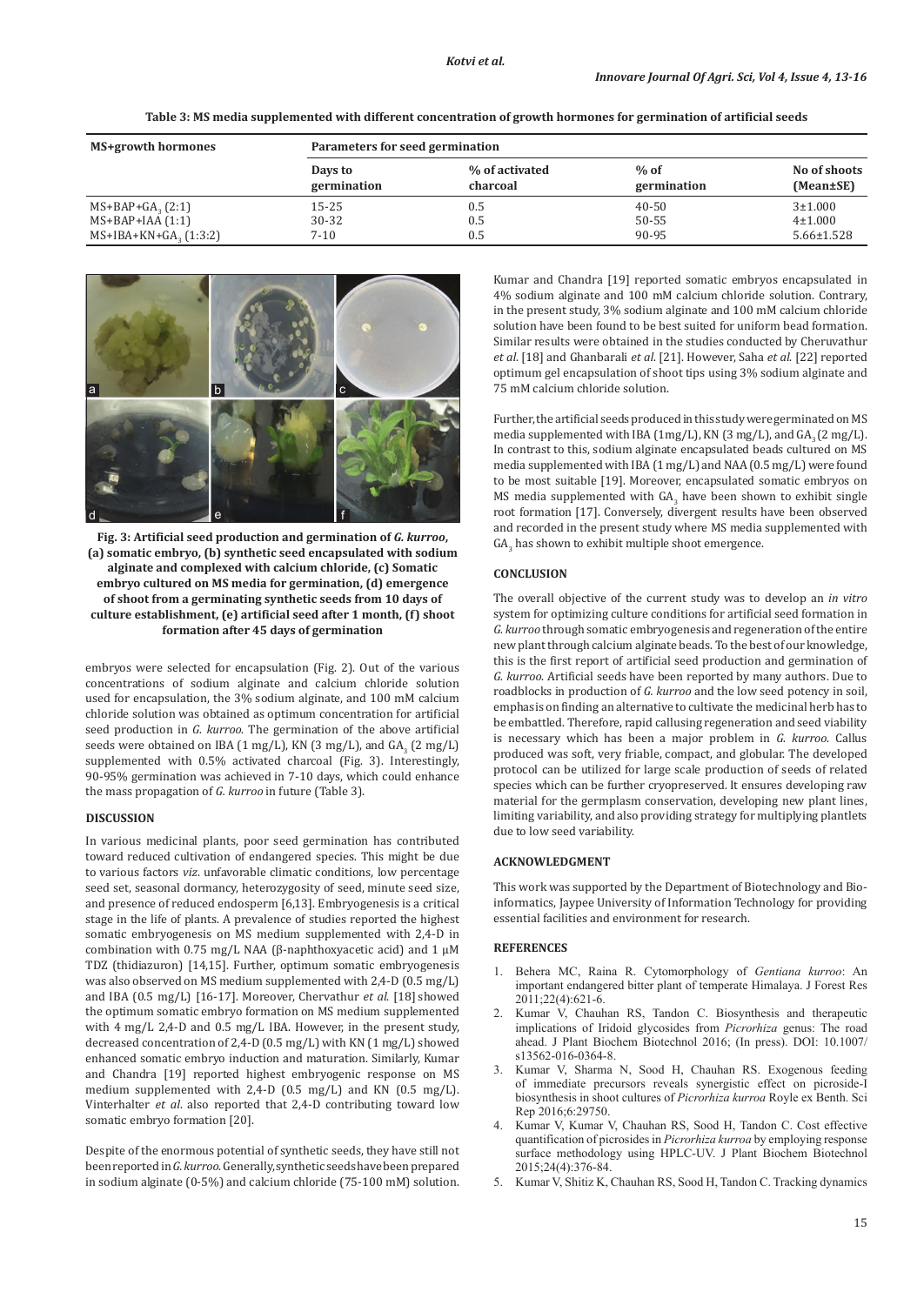**Table 3: MS media supplemented with different concentration of growth hormones for germination of artificial seeds**

| MS+growth hormones | Parameters for seed germination | | | |
|---|---|---|---|---|
| | Days to germination | % of activated charcoal | % of germination | No of shoots (Mean±SE) |
| MS+BAP+$GA_3$ (2:1) | 15-25 | 0.5 | 40-50 | 3±1.000 |
| MS+BAP+IAA (1:1) | 30-32 | 0.5 | 50-55 | 4±1.000 |
| MS+IBA+KN+$GA_3$ (1:3:2) | 7-10 | 0.5 | 90-95 | 5.66±1.528 |

**Fig. 3: Artificial seed production and germination of *G. kurroo*, (a) somatic embryo, (b) synthetic seed encapsulated with sodium alginate and complexed with calcium chloride, (c) Somatic embryo cultured on MS media for germination, (d) emergence of shoot from a germinating synthetic seeds from 10 days of culture establishment, (e) artificial seed after 1 month, (f) shoot formation after 45 days of germination**

embryos were selected for encapsulation (Fig. 2). Out of the various concentrations of sodium alginate and calcium chloride solution used for encapsulation, the 3% sodium alginate, and 100 mM calcium chloride solution was obtained as optimum concentration for artificial seed production in *G. kurroo*. The germination of the above artificial seeds were obtained on IBA (1 mg/L), KN (3 mg/L), and $GA_3$ (2 mg/L) supplemented with 0.5% activated charcoal (Fig. 3). Interestingly, 90-95% germination was achieved in 7-10 days, which could enhance the mass propagation of *G. kurroo* in future (Table 3).

## DISCUSSION

In various medicinal plants, poor seed germination has contributed toward reduced cultivation of endangered species. This might be due to various factors *viz.* unfavorable climatic conditions, low percentage seed set, seasonal dormancy, heterozygosity of seed, minute seed size, and presence of reduced endosperm [6,13]. Embryogenesis is a critical stage in the life of plants. A prevalence of studies reported the highest somatic embryogenesis on MS medium supplemented with 2,4-D in combination with 0.75 mg/L NAA (β-naphthoxyacetic acid) and 1 µM TDZ (thidiazuron) [14,15]. Further, optimum somatic embryogenesis was also observed on MS medium supplemented with 2,4-D (0.5 mg/L) and IBA (0.5 mg/L) [16-17]. Moreover, Chervathur *et al.* [18] showed the optimum somatic embryo formation on MS medium supplemented with 4 mg/L 2,4-D and 0.5 mg/L IBA. However, in the present study, decreased concentration of 2,4-D (0.5 mg/L) with KN (1 mg/L) showed enhanced somatic embryo induction and maturation. Similarly, Kumar and Chandra [19] reported highest embryogenic response on MS medium supplemented with 2,4-D (0.5 mg/L) and KN (0.5 mg/L). Vinterhalter *et al.* also reported that 2,4-D contributing toward low somatic embryo formation [20].

Despite of the enormous potential of synthetic seeds, they have still not been reported in *G. kurroo*. Generally, synthetic seeds have been prepared in sodium alginate (0-5%) and calcium chloride (75-100 mM) solution. Kumar and Chandra [19] reported somatic embryos encapsulated in 4% sodium alginate and 100 mM calcium chloride solution. Contrary, in the present study, 3% sodium alginate and 100 mM calcium chloride solution have been found to be best suited for uniform bead formation. Similar results were obtained in the studies conducted by Cheruvathur *et al.* [18] and Ghanbarali *et al.* [21]. However, Saha *et al.* [22] reported optimum gel encapsulation of shoot tips using 3% sodium alginate and 75 mM calcium chloride solution.

Further, the artificial seeds produced in this study were germinated on MS media supplemented with IBA (1mg/L), KN (3 mg/L), and $GA_3$ (2 mg/L). In contrast to this, sodium alginate encapsulated beads cultured on MS media supplemented with IBA (1 mg/L) and NAA (0.5 mg/L) were found to be most suitable [19]. Moreover, encapsulated somatic embryos on MS media supplemented with $GA_3$ have been shown to exhibit single root formation [17]. Conversely, divergent results have been observed and recorded in the present study where MS media supplemented with $GA_3$ has shown to exhibit multiple shoot emergence.

## CONCLUSION

The overall objective of the current study was to develop an *in vitro* system for optimizing culture conditions for artificial seed formation in *G. kurroo* through somatic embryogenesis and regeneration of the entire new plant through calcium alginate beads. To the best of our knowledge, this is the first report of artificial seed production and germination of *G. kurroo*. Artificial seeds have been reported by many authors. Due to roadblocks in production of *G. kurroo* and the low seed potency in soil, emphasis on finding an alternative to cultivate the medicinal herb has to be embattled. Therefore, rapid callusing regeneration and seed viability is necessary which has been a major problem in *G. kurroo*. Callus produced was soft, very friable, compact, and globular. The developed protocol can be utilized for large scale production of seeds of related species which can be further cryopreserved. It ensures developing raw material for the germplasm conservation, developing new plant lines, limiting variability, and also providing strategy for multiplying plantlets due to low seed variability.

## ACKNOWLEDGMENT

This work was supported by the Department of Biotechnology and Bioinformatics, Jaypee University of Information Technology for providing essential facilities and environment for research.

## REFERENCES

1. Behera MC, Raina R. Cytomorphology of *Gentiana kurroo*: An important endangered bitter plant of temperate Himalaya. J Forest Res 2011;22(4):621-6.
2. Kumar V, Chauhan RS, Tandon C. Biosynthesis and therapeutic implications of Iridoid glycosides from *Picrorhiza* genus: The road ahead. J Plant Biochem Biotechnol 2016; (In press). DOI: 10.1007/s13562-016-0364-8.
3. Kumar V, Sharma N, Sood H, Chauhan RS. Exogenous feeding of immediate precursors reveals synergistic effect on picroside-I biosynthesis in shoot cultures of *Picrorhiza kurroa* Royle ex Benth. Sci Rep 2016;6:29750.
4. Kumar V, Kumar V, Chauhan RS, Sood H, Tandon C. Cost effective quantification of picrosides in *Picrorhiza kurroa* by employing response surface methodology using HPLC-UV. J Plant Biochem Biotechnol 2015;24(4):376-84.
5. Kumar V, Shitiz K, Chauhan RS, Sood H, Tandon C. Tracking dynamics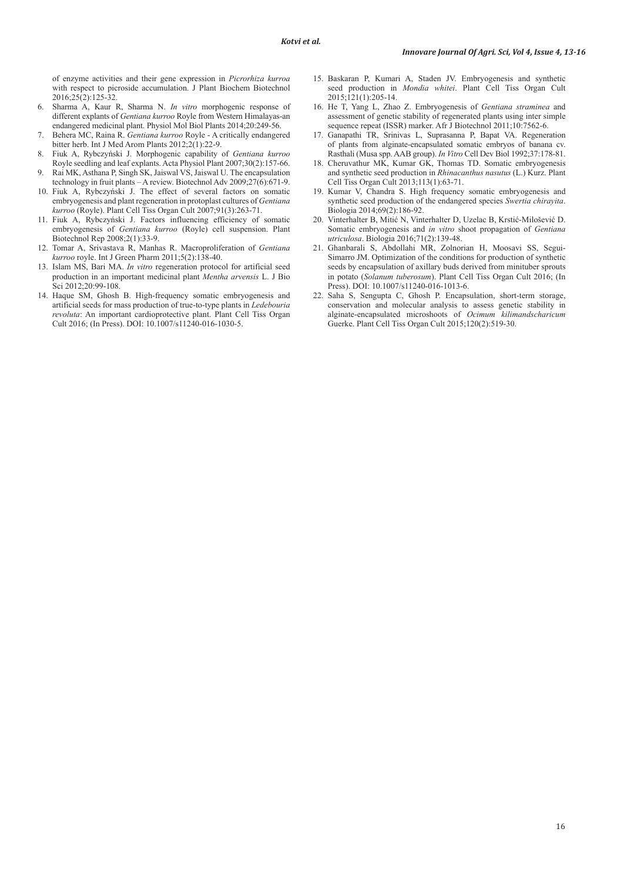of enzyme activities and their gene expression in *Picrorhiza kurroa* with respect to picroside accumulation. J Plant Biochem Biotechnol 2016;25(2):125-32.

6. Sharma A, Kaur R, Sharma N. *In vitro* morphogenic response of different explants of *Gentiana kurroo* Royle from Western Himalayas-an endangered medicinal plant. Physiol Mol Biol Plants 2014;20:249-56.
7. Behera MC, Raina R. *Gentiana kurroo* Royle - A critically endangered bitter herb. Int J Med Arom Plants 2012;2(1):22-9.
8. Fiuk A, Rybczyński J. Morphogenic capability of *Gentiana kurroo* Royle seedling and leaf explants. Acta Physiol Plant 2007;30(2):157-66.
9. Rai MK, Asthana P, Singh SK, Jaiswal VS, Jaiswal U. The encapsulation technology in fruit plants – A review. Biotechnol Adv 2009;27(6):671-9.
10. Fiuk A, Rybczyński J. The effect of several factors on somatic embryogenesis and plant regeneration in protoplast cultures of *Gentiana kurroo* (Royle). Plant Cell Tiss Organ Cult 2007;91(3):263-71.
11. Fiuk A, Rybczyński J. Factors influencing efficiency of somatic embryogenesis of *Gentiana kurroo* (Royle) cell suspension. Plant Biotechnol Rep 2008;2(1):33-9.
12. Tomar A, Srivastava R, Manhas R. Macroproliferation of *Gentiana kurroo* royle. Int J Green Pharm 2011;5(2):138-40.
13. Islam MS, Bari MA. *In vitro* regeneration protocol for artificial seed production in an important medicinal plant *Mentha arvensis* L. J Bio Sci 2012;20:99-108.
14. Haque SM, Ghosh B. High-frequency somatic embryogenesis and artificial seeds for mass production of true-to-type plants in *Ledebouria revoluta*: An important cardioprotective plant. Plant Cell Tiss Organ Cult 2016; (In Press). DOI: 10.1007/s11240-016-1030-5.
15. Baskaran P, Kumari A, Staden JV. Embryogenesis and synthetic seed production in *Mondia whitei*. Plant Cell Tiss Organ Cult 2015;121(1):205-14.
16. He T, Yang L, Zhao Z. Embryogenesis of *Gentiana straminea* and assessment of genetic stability of regenerated plants using inter simple sequence repeat (ISSR) marker. Afr J Biotechnol 2011;10:7562-6.
17. Ganapathi TR, Srinivas L, Suprasanna P, Bapat VA. Regeneration of plants from alginate-encapsulated somatic embryos of banana cv. Rasthali (Musa spp. AAB group). *In Vitro* Cell Dev Biol 1992;37:178-81.
18. Cheruvathur MK, Kumar GK, Thomas TD. Somatic embryogenesis and synthetic seed production in *Rhinacanthus nasutus* (L.) Kurz. Plant Cell Tiss Organ Cult 2013;113(1):63-71.
19. Kumar V, Chandra S. High frequency somatic embryogenesis and synthetic seed production of the endangered species *Swertia chirayita*. Biologia 2014;69(2):186-92.
20. Vinterhalter B, Mitić N, Vinterhalter D, Uzelac B, Krstić-Milošević D. Somatic embryogenesis and *in vitro* shoot propagation of *Gentiana utriculosa*. Biologia 2016;71(2):139-48.
21. Ghanbarali S, Abdollahi MR, Zolnorian H, Moosavi SS, Segui-Simarro JM. Optimization of the conditions for production of synthetic seeds by encapsulation of axillary buds derived from minituber sprouts in potato (*Solanum tuberosum*). Plant Cell Tiss Organ Cult 2016; (In Press). DOI: 10.1007/s11240-016-1013-6.
22. Saha S, Sengupta C, Ghosh P. Encapsulation, short-term storage, conservation and molecular analysis to assess genetic stability in alginate-encapsulated microshoots of *Ocimum kilimandscharicum* Guerke. Plant Cell Tiss Organ Cult 2015;120(2):519-30.